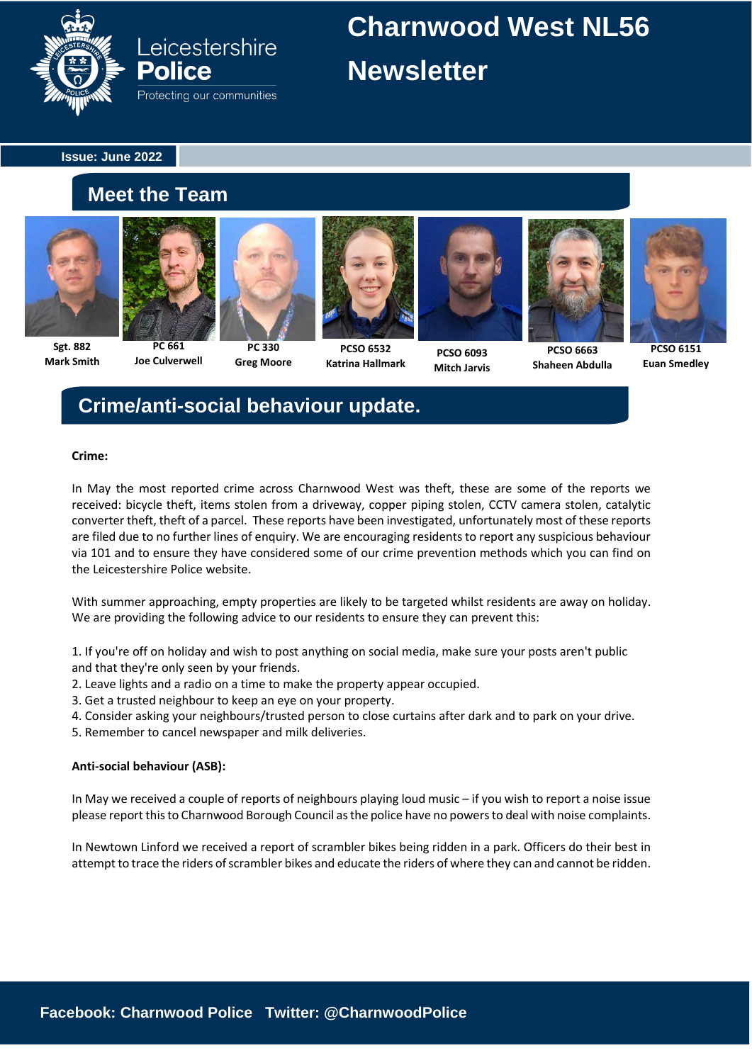Leicestershire Police
Protecting our communities

# Charnwood West NL56 Newsletter

**Issue: June 2022**

## Meet the Team

| Sgt. 882 Mark Smith | PC 661 Joe Culverwell | PC 330 Greg Moore | PCSO 6532 Katrina Hallmark | PCSO 6093 Mitch Jarvis | PCSO 6663 Shaheen Abdulla | PCSO 6151 Euan Smedley |
|---|---|---|---|---|---|---|

## Crime/anti-social behaviour update.

**Crime:**

In May the most reported crime across Charnwood West was theft, these are some of the reports we received: bicycle theft, items stolen from a driveway, copper piping stolen, CCTV camera stolen, catalytic converter theft, theft of a parcel. These reports have been investigated, unfortunately most of these reports are filed due to no further lines of enquiry. We are encouraging residents to report any suspicious behaviour via 101 and to ensure they have considered some of our crime prevention methods which you can find on the Leicestershire Police website.

With summer approaching, empty properties are likely to be targeted whilst residents are away on holiday. We are providing the following advice to our residents to ensure they can prevent this:

1. If you're off on holiday and wish to post anything on social media, make sure your posts aren't public and that they're only seen by your friends.
2. Leave lights and a radio on a time to make the property appear occupied.
3. Get a trusted neighbour to keep an eye on your property.
4. Consider asking your neighbours/trusted person to close curtains after dark and to park on your drive.
5. Remember to cancel newspaper and milk deliveries.

**Anti-social behaviour (ASB):**

In May we received a couple of reports of neighbours playing loud music – if you wish to report a noise issue please report this to Charnwood Borough Council as the police have no powers to deal with noise complaints.

In Newtown Linford we received a report of scrambler bikes being ridden in a park. Officers do their best in attempt to trace the riders of scrambler bikes and educate the riders of where they can and cannot be ridden.

**Facebook: Charnwood Police Twitter: @CharnwoodPolice**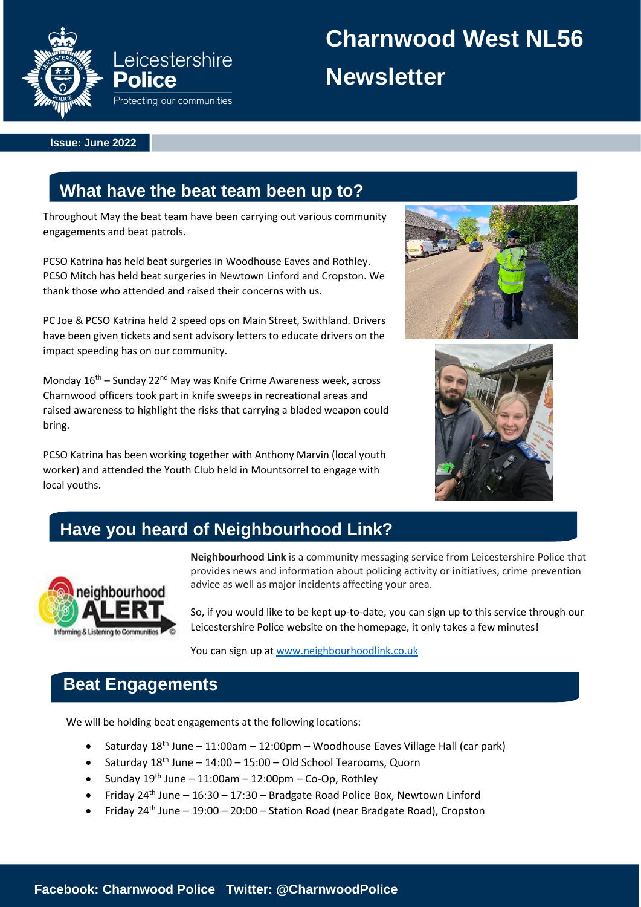Leicestershire **Police**
Protecting our communities

# Charnwood West NL56 Newsletter

**Issue: June 2022**

## What have the beat team been up to?

Throughout May the beat team have been carrying out various community engagements and beat patrols.

PCSO Katrina has held beat surgeries in Woodhouse Eaves and Rothley. PCSO Mitch has held beat surgeries in Newtown Linford and Cropston. We thank those who attended and raised their concerns with us.

PC Joe & PCSO Katrina held 2 speed ops on Main Street, Swithland. Drivers have been given tickets and sent advisory letters to educate drivers on the impact speeding has on our community.

Monday 16th – Sunday 22nd May was Knife Crime Awareness week, across Charnwood officers took part in knife sweeps in recreational areas and raised awareness to highlight the risks that carrying a bladed weapon could bring.

PCSO Katrina has been working together with Anthony Marvin (local youth worker) and attended the Youth Club held in Mountsorrel to engage with local youths.

## Have you heard of Neighbourhood Link?

neighbourhood ALERT
Informing & Listening to Communities

**Neighbourhood Link** is a community messaging service from Leicestershire Police that provides news and information about policing activity or initiatives, crime prevention advice as well as major incidents affecting your area.

So, if you would like to be kept up-to-date, you can sign up to this service through our Leicestershire Police website on the homepage, it only takes a few minutes!

You can sign up at www.neighbourhoodlink.co.uk

## Beat Engagements

We will be holding beat engagements at the following locations:

- Saturday 18th June – 11:00am – 12:00pm – Woodhouse Eaves Village Hall (car park)
- Saturday 18th June – 14:00 – 15:00 – Old School Tearooms, Quorn
- Sunday 19th June – 11:00am – 12:00pm – Co-Op, Rothley
- Friday 24th June – 16:30 – 17:30 – Bradgate Road Police Box, Newtown Linford
- Friday 24th June – 19:00 – 20:00 – Station Road (near Bradgate Road), Cropston

**Facebook: Charnwood Police Twitter: @CharnwoodPolice**